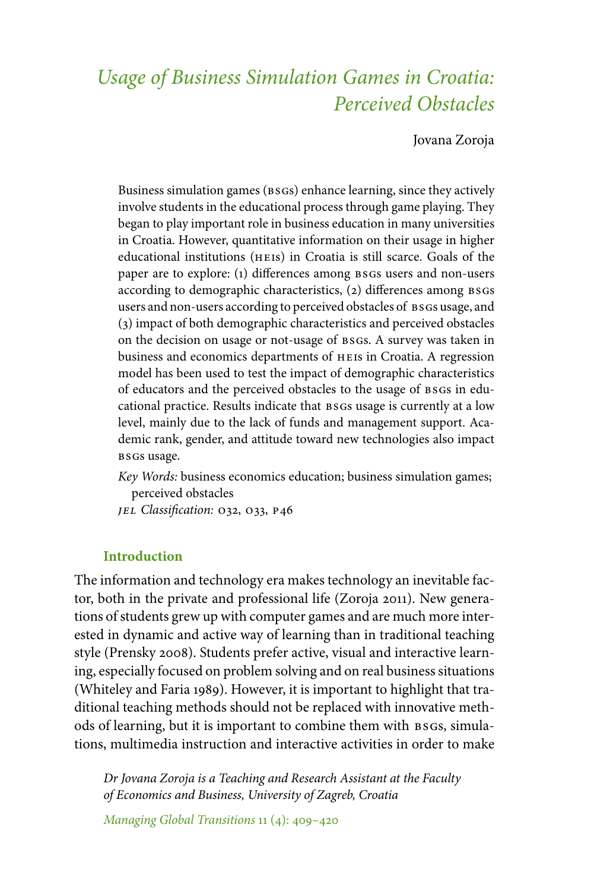# *Usage of Business Simulation Games in Croatia: Perceived Obstacles*

Jovana Zoroja

Business simulation games (BSGs) enhance learning, since they actively involve students in the educational process through game playing. They began to play important role in business education in many universities in Croatia. However, quantitative information on their usage in higher educational institutions (HEIs) in Croatia is still scarce. Goals of the paper are to explore: (1) differences among BSGs users and non-users according to demographic characteristics, (2) differences among BSGs users and non-users according to perceived obstacles of BSGs usage, and (3) impact of both demographic characteristics and perceived obstacles on the decision on usage or not-usage of BSGs. A survey was taken in business and economics departments of HEIs in Croatia. A regression model has been used to test the impact of demographic characteristics of educators and the perceived obstacles to the usage of BSGs in educational practice. Results indicate that BSGs usage is currently at a low level, mainly due to the lack of funds and management support. Academic rank, gender, and attitude toward new technologies also impact BSGs usage.

*Key Words:* business economics education; business simulation games; perceived obstacles

*JEL Classification:* O32, O33, P46

## Introduction

The information and technology era makes technology an inevitable factor, both in the private and professional life (Zoroja 2011). New generations of students grew up with computer games and are much more interested in dynamic and active way of learning than in traditional teaching style (Prensky 2008). Students prefer active, visual and interactive learning, especially focused on problem solving and on real business situations (Whiteley and Faria 1989). However, it is important to highlight that traditional teaching methods should not be replaced with innovative methods of learning, but it is important to combine them with BSGs, simulations, multimedia instruction and interactive activities in order to make

*Dr Jovana Zoroja is a Teaching and Research Assistant at the Faculty of Economics and Business, University of Zagreb, Croatia*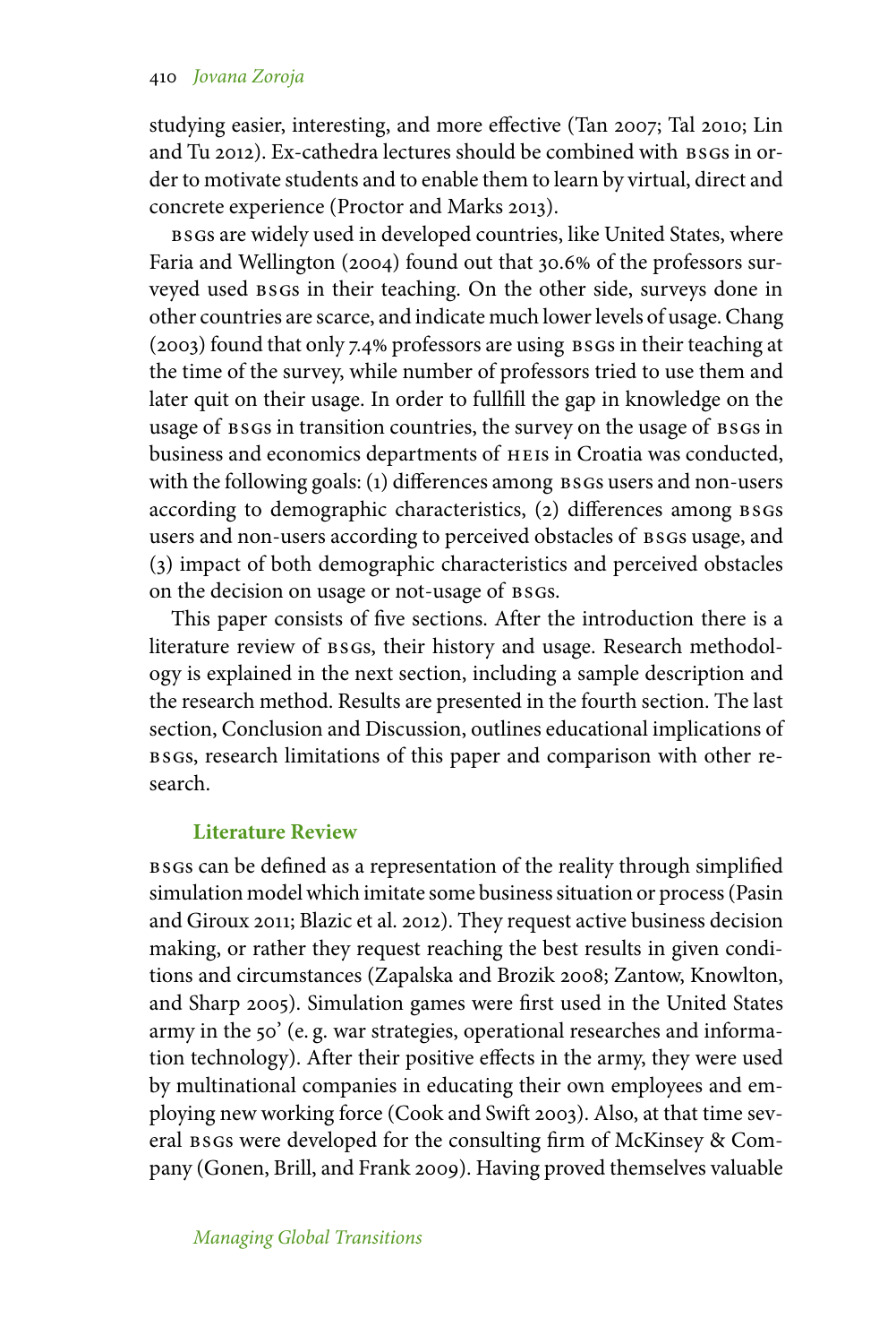studying easier, interesting, and more effective (Tan 2007; Tal 2010; Lin and Tu 2012). Ex-cathedra lectures should be combined with BSGs in order to motivate students and to enable them to learn by virtual, direct and concrete experience (Proctor and Marks 2013).

BSGs are widely used in developed countries, like United States, where Faria and Wellington (2004) found out that 30.6% of the professors surveyed used BSGs in their teaching. On the other side, surveys done in other countries are scarce, and indicate much lower levels of usage. Chang (2003) found that only 7.4% professors are using BSGs in their teaching at the time of the survey, while number of professors tried to use them and later quit on their usage. In order to fullfill the gap in knowledge on the usage of BSGs in transition countries, the survey on the usage of BSGs in business and economics departments of HEIs in Croatia was conducted, with the following goals: (1) differences among BSGs users and non-users according to demographic characteristics, (2) differences among BSGs users and non-users according to perceived obstacles of BSGs usage, and (3) impact of both demographic characteristics and perceived obstacles on the decision on usage or not-usage of BSGs.

This paper consists of five sections. After the introduction there is a literature review of BSGs, their history and usage. Research methodology is explained in the next section, including a sample description and the research method. Results are presented in the fourth section. The last section, Conclusion and Discussion, outlines educational implications of BSGs, research limitations of this paper and comparison with other research.

## Literature Review

BSGs can be defined as a representation of the reality through simplified simulation model which imitate some business situation or process (Pasin and Giroux 2011; Blazic et al. 2012). They request active business decision making, or rather they request reaching the best results in given conditions and circumstances (Zapalska and Brozik 2008; Zantow, Knowlton, and Sharp 2005). Simulation games were first used in the United States army in the 50' (e. g. war strategies, operational researches and information technology). After their positive effects in the army, they were used by multinational companies in educating their own employees and employing new working force (Cook and Swift 2003). Also, at that time several BSGs were developed for the consulting firm of McKinsey & Company (Gonen, Brill, and Frank 2009). Having proved themselves valuable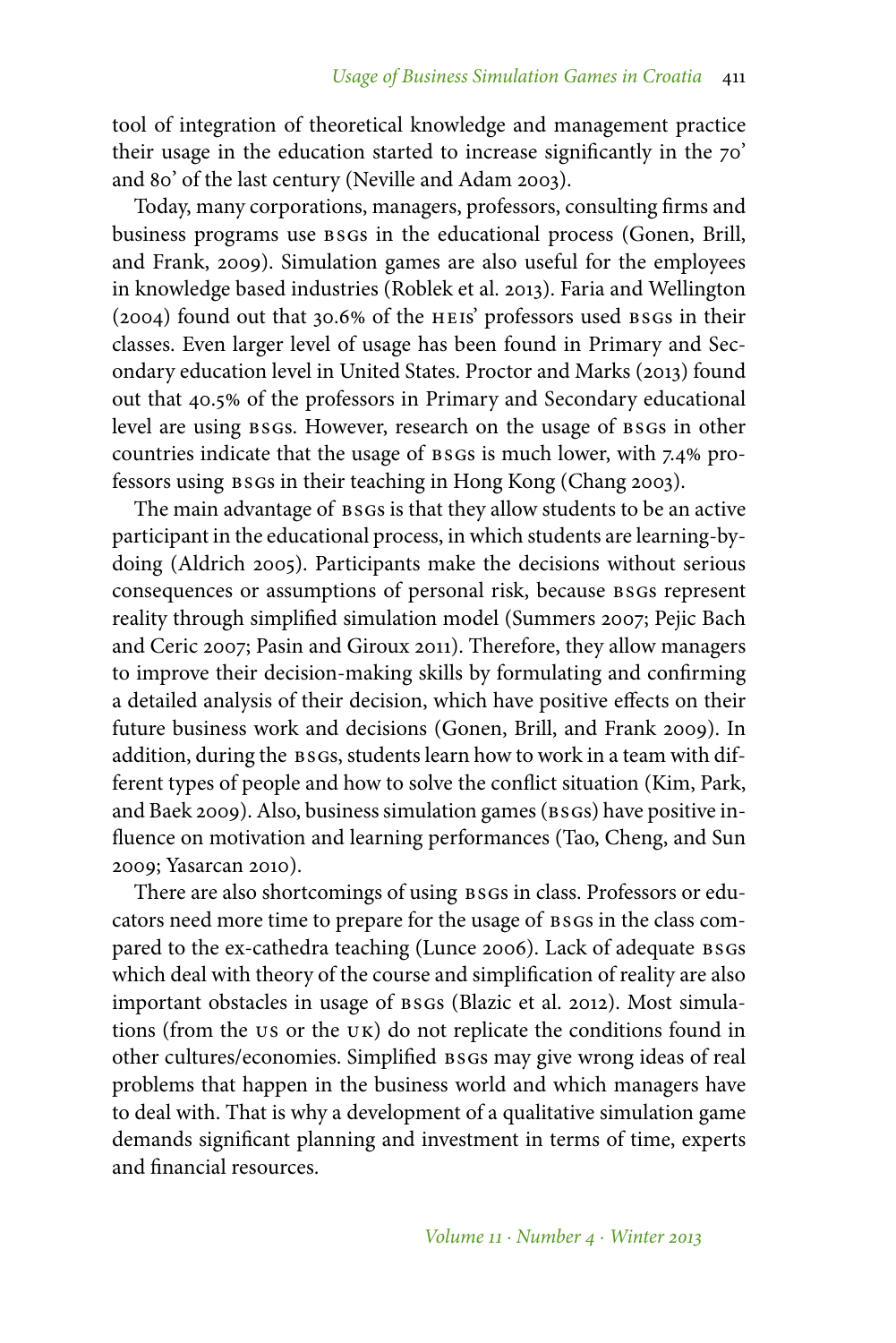tool of integration of theoretical knowledge and management practice their usage in the education started to increase significantly in the 70' and 80' of the last century (Neville and Adam 2003).

Today, many corporations, managers, professors, consulting firms and business programs use BSGs in the educational process (Gonen, Brill, and Frank, 2009). Simulation games are also useful for the employees in knowledge based industries (Roblek et al. 2013). Faria and Wellington (2004) found out that 30.6% of the HEIs' professors used BSGs in their classes. Even larger level of usage has been found in Primary and Secondary education level in United States. Proctor and Marks (2013) found out that 40.5% of the professors in Primary and Secondary educational level are using BSGs. However, research on the usage of BSGs in other countries indicate that the usage of BSGs is much lower, with 7.4% professors using BSGs in their teaching in Hong Kong (Chang 2003).

The main advantage of BSGs is that they allow students to be an active participant in the educational process, in which students are learning-by-doing (Aldrich 2005). Participants make the decisions without serious consequences or assumptions of personal risk, because BSGs represent reality through simplified simulation model (Summers 2007; Pejic Bach and Ceric 2007; Pasin and Giroux 2011). Therefore, they allow managers to improve their decision-making skills by formulating and confirming a detailed analysis of their decision, which have positive effects on their future business work and decisions (Gonen, Brill, and Frank 2009). In addition, during the BSGs, students learn how to work in a team with different types of people and how to solve the conflict situation (Kim, Park, and Baek 2009). Also, business simulation games (BSGs) have positive influence on motivation and learning performances (Tao, Cheng, and Sun 2009; Yasarcan 2010).

There are also shortcomings of using BSGs in class. Professors or educators need more time to prepare for the usage of BSGs in the class compared to the ex-cathedra teaching (Lunce 2006). Lack of adequate BSGs which deal with theory of the course and simplification of reality are also important obstacles in usage of BSGs (Blazic et al. 2012). Most simulations (from the US or the UK) do not replicate the conditions found in other cultures/economies. Simplified BSGs may give wrong ideas of real problems that happen in the business world and which managers have to deal with. That is why a development of a qualitative simulation game demands significant planning and investment in terms of time, experts and financial resources.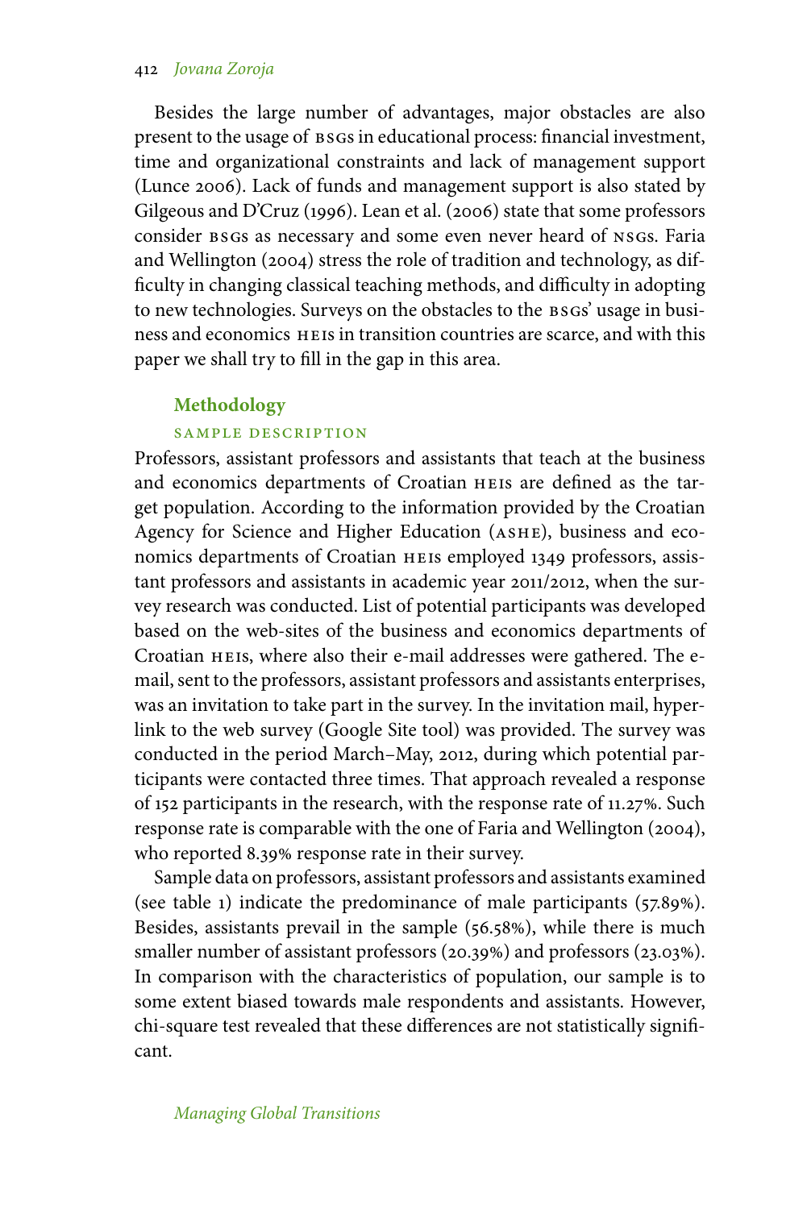Besides the large number of advantages, major obstacles are also present to the usage of BSGs in educational process: financial investment, time and organizational constraints and lack of management support (Lunce 2006). Lack of funds and management support is also stated by Gilgeous and D'Cruz (1996). Lean et al. (2006) state that some professors consider BSGs as necessary and some even never heard of NSGs. Faria and Wellington (2004) stress the role of tradition and technology, as difficulty in changing classical teaching methods, and difficulty in adopting to new technologies. Surveys on the obstacles to the BSGs' usage in business and economics HEIs in transition countries are scarce, and with this paper we shall try to fill in the gap in this area.

## Methodology

### SAMPLE DESCRIPTION

Professors, assistant professors and assistants that teach at the business and economics departments of Croatian HEIs are defined as the target population. According to the information provided by the Croatian Agency for Science and Higher Education (ASHE), business and economics departments of Croatian HEIs employed 1349 professors, assistant professors and assistants in academic year 2011/2012, when the survey research was conducted. List of potential participants was developed based on the web-sites of the business and economics departments of Croatian HEIs, where also their e-mail addresses were gathered. The e-mail, sent to the professors, assistant professors and assistants enterprises, was an invitation to take part in the survey. In the invitation mail, hyperlink to the web survey (Google Site tool) was provided. The survey was conducted in the period March–May, 2012, during which potential participants were contacted three times. That approach revealed a response of 152 participants in the research, with the response rate of 11.27%. Such response rate is comparable with the one of Faria and Wellington (2004), who reported 8.39% response rate in their survey.

Sample data on professors, assistant professors and assistants examined (see table 1) indicate the predominance of male participants (57.89%). Besides, assistants prevail in the sample (56.58%), while there is much smaller number of assistant professors (20.39%) and professors (23.03%). In comparison with the characteristics of population, our sample is to some extent biased towards male respondents and assistants. However, chi-square test revealed that these differences are not statistically significant.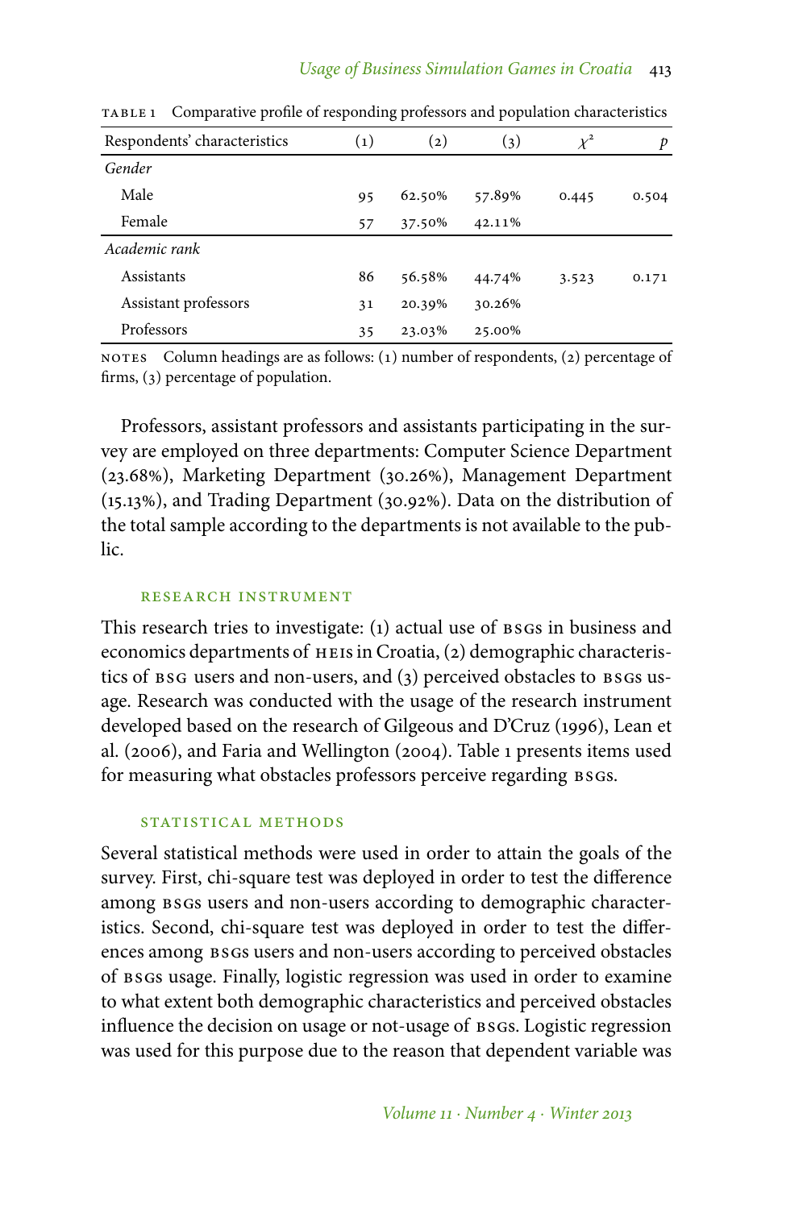TABLE 1 Comparative profile of responding professors and population characteristics

| Respondents' characteristics | (1) | (2) | (3) | $\chi^2$ | $p$ |
|---|---|---|---|---|---|
| *Gender* | | | | | |
| Male | 95 | 62.50% | 57.89% | 0.445 | 0.504 |
| Female | 57 | 37.50% | 42.11% | | |
| *Academic rank* | | | | | |
| Assistants | 86 | 56.58% | 44.74% | 3.523 | 0.171 |
| Assistant professors | 31 | 20.39% | 30.26% | | |
| Professors | 35 | 23.03% | 25.00% | | |

NOTES Column headings are as follows: (1) number of respondents, (2) percentage of firms, (3) percentage of population.

Professors, assistant professors and assistants participating in the survey are employed on three departments: Computer Science Department (23.68%), Marketing Department (30.26%), Management Department (15.13%), and Trading Department (30.92%). Data on the distribution of the total sample according to the departments is not available to the public.

### RESEARCH INSTRUMENT

This research tries to investigate: (1) actual use of BSGs in business and economics departments of HEIs in Croatia, (2) demographic characteristics of BSG users and non-users, and (3) perceived obstacles to BSGs usage. Research was conducted with the usage of the research instrument developed based on the research of Gilgeous and D'Cruz (1996), Lean et al. (2006), and Faria and Wellington (2004). Table 1 presents items used for measuring what obstacles professors perceive regarding BSGs.

### STATISTICAL METHODS

Several statistical methods were used in order to attain the goals of the survey. First, chi-square test was deployed in order to test the difference among BSGs users and non-users according to demographic characteristics. Second, chi-square test was deployed in order to test the differences among BSGs users and non-users according to perceived obstacles of BSGs usage. Finally, logistic regression was used in order to examine to what extent both demographic characteristics and perceived obstacles influence the decision on usage or not-usage of BSGs. Logistic regression was used for this purpose due to the reason that dependent variable was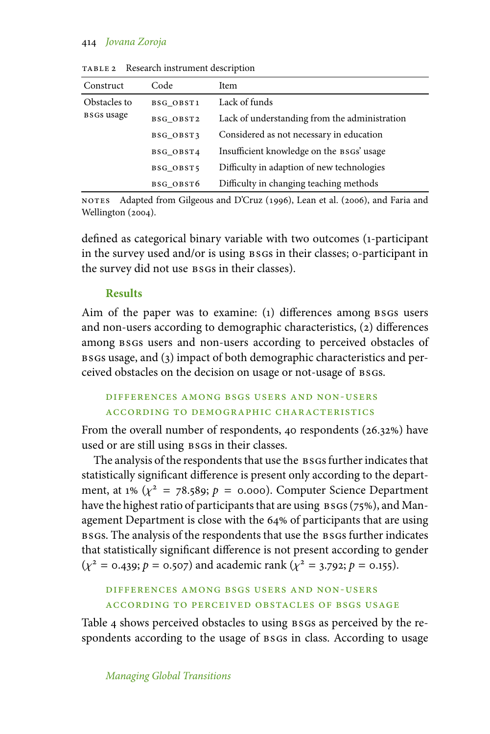TABLE 2 Research instrument description

| Construct | Code | Item |
|---|---|---|
| Obstacles to BSGs usage | BSG_OBST1 | Lack of funds |
| | BSG_OBST2 | Lack of understanding from the administration |
| | BSG_OBST3 | Considered as not necessary in education |
| | BSG_OBST4 | Insufficient knowledge on the BSGs' usage |
| | BSG_OBST5 | Difficulty in adaption of new technologies |
| | BSG_OBST6 | Difficulty in changing teaching methods |

NOTES Adapted from Gilgeous and D'Cruz (1996), Lean et al. (2006), and Faria and Wellington (2004).

defined as categorical binary variable with two outcomes (1-participant in the survey used and/or is using BSGs in their classes; 0-participant in the survey did not use BSGs in their classes).

## Results

Aim of the paper was to examine: (1) differences among BSGs users and non-users according to demographic characteristics, (2) differences among BSGs users and non-users according to perceived obstacles of BSGs usage, and (3) impact of both demographic characteristics and perceived obstacles on the decision on usage or not-usage of BSGs.

### Differences among BSGs Users and Non-Users According to Demographic Characteristics

From the overall number of respondents, 40 respondents (26.32%) have used or are still using BSGs in their classes.

The analysis of the respondents that use the BSGs further indicates that statistically significant difference is present only according to the department, at 1% ($\chi^2 = 78.589$; $p = 0.000$). Computer Science Department have the highest ratio of participants that are using BSGs (75%), and Management Department is close with the 64% of participants that are using BSGs. The analysis of the respondents that use the BSGs further indicates that statistically significant difference is not present according to gender ($\chi^2 = 0.439$; $p = 0.507$) and academic rank ($\chi^2 = 3.792$; $p = 0.155$).

### Differences among BSGs Users and Non-Users According to Perceived Obstacles of BSGs Usage

Table 4 shows perceived obstacles to using BSGs as perceived by the respondents according to the usage of BSGs in class. According to usage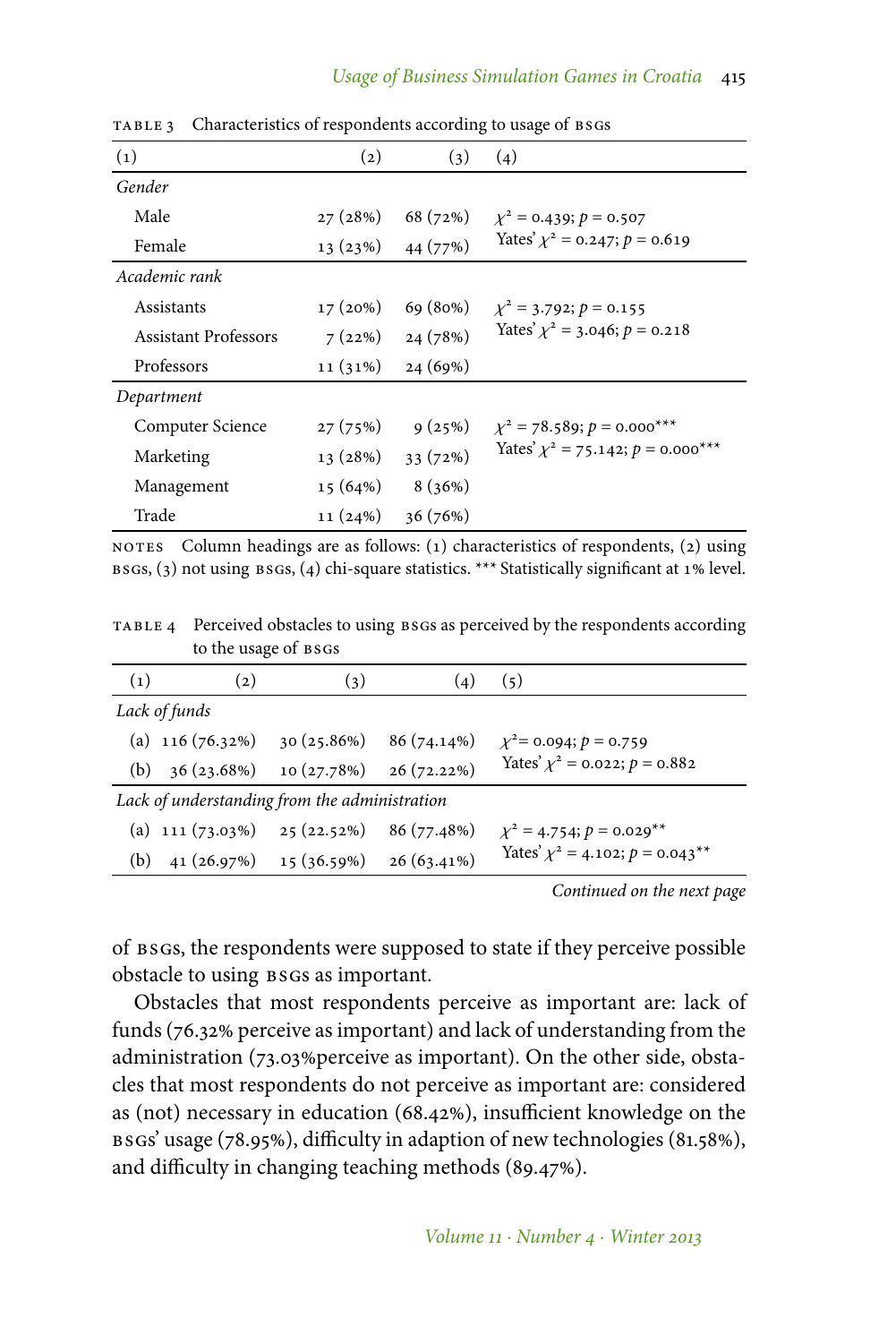TABLE 3 Characteristics of respondents according to usage of BSGs

| (1) | (2) | (3) | (4) |
|---|---|---|---|
| *Gender* | | | |
| Male | 27 (28%) | 68 (72%) | $\chi^2 = 0.439$; $p = 0.507$ |
| Female | 13 (23%) | 44 (77%) | Yates' $\chi^2 = 0.247$; $p = 0.619$ |
| *Academic rank* | | | |
| Assistants | 17 (20%) | 69 (80%) | $\chi^2 = 3.792$; $p = 0.155$ |
| Assistant Professors | 7 (22%) | 24 (78%) | Yates' $\chi^2 = 3.046$; $p = 0.218$ |
| Professors | 11 (31%) | 24 (69%) | |
| *Department* | | | |
| Computer Science | 27 (75%) | 9 (25%) | $\chi^2 = 78.589$; $p = 0.000^{***}$ |
| Marketing | 13 (28%) | 33 (72%) | Yates' $\chi^2 = 75.142$; $p = 0.000^{***}$ |
| Management | 15 (64%) | 8 (36%) | |
| Trade | 11 (24%) | 36 (76%) | |

NOTES Column headings are as follows: (1) characteristics of respondents, (2) using BSGs, (3) not using BSGs, (4) chi-square statistics. *** Statistically significant at 1% level.

TABLE 4 Perceived obstacles to using BSGs as perceived by the respondents according to the usage of BSGs

| (1) | (2) | (3) | (4) | (5) |
|---|---|---|---|---|
| *Lack of funds* | | | | |
| (a) | 116 (76.32%) | 30 (25.86%) | 86 (74.14%) | $\chi^2 = 0.094$; $p = 0.759$ |
| (b) | 36 (23.68%) | 10 (27.78%) | 26 (72.22%) | Yates' $\chi^2 = 0.022$; $p = 0.882$ |
| *Lack of understanding from the administration* | | | | |
| (a) | 111 (73.03%) | 25 (22.52%) | 86 (77.48%) | $\chi^2 = 4.754$; $p = 0.029^{**}$ |
| (b) | 41 (26.97%) | 15 (36.59%) | 26 (63.41%) | Yates' $\chi^2 = 4.102$; $p = 0.043^{**}$ |

*Continued on the next page*

of BSGs, the respondents were supposed to state if they perceive possible obstacle to using BSGs as important.

Obstacles that most respondents perceive as important are: lack of funds (76.32% perceive as important) and lack of understanding from the administration (73.03%perceive as important). On the other side, obstacles that most respondents do not perceive as important are: considered as (not) necessary in education (68.42%), insufficient knowledge on the BSGs' usage (78.95%), difficulty in adaption of new technologies (81.58%), and difficulty in changing teaching methods (89.47%).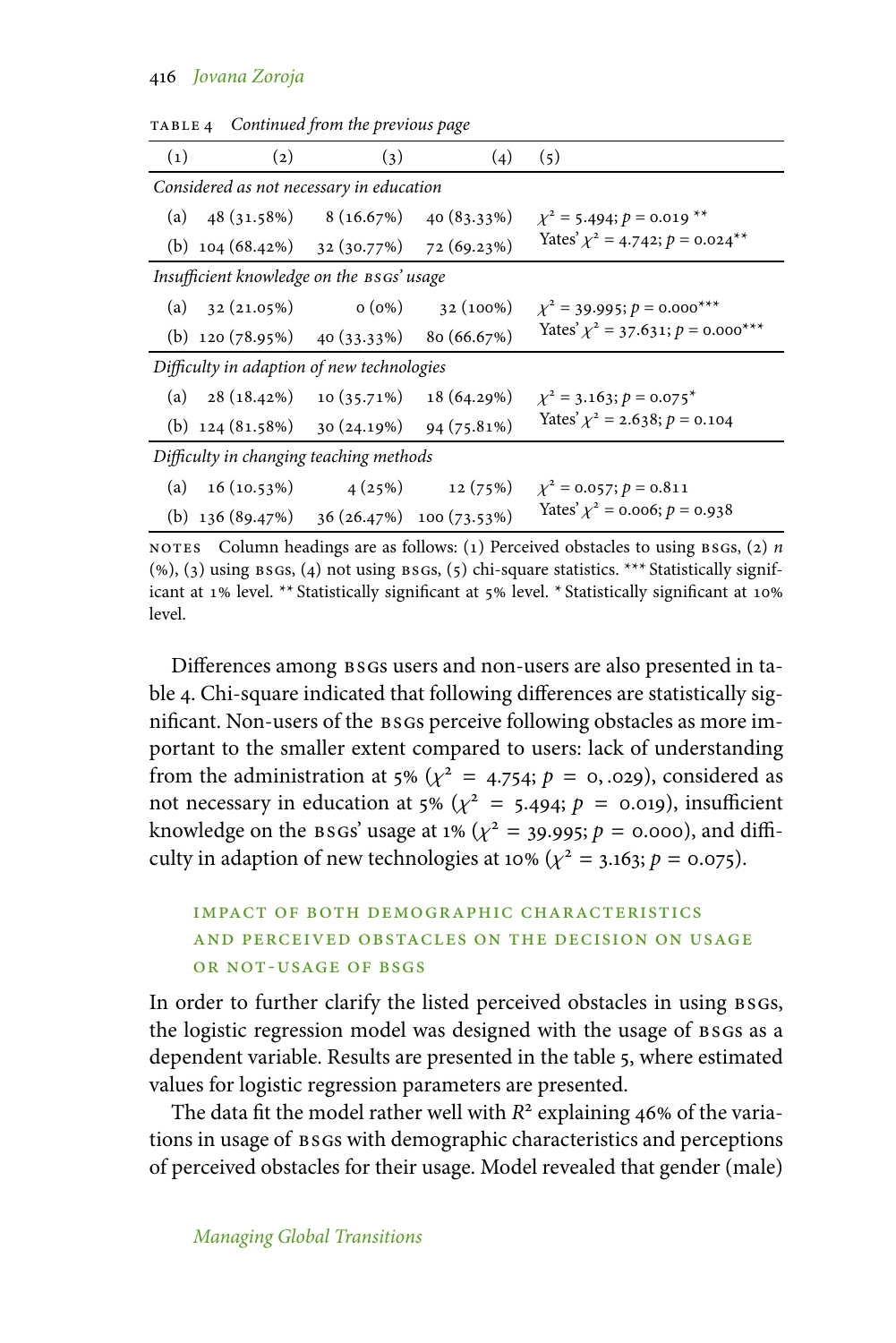TABLE 4 *Continued from the previous page*

| (1) | (2) | (3) | (4) | (5) |
|---|---|---|---|---|
| *Considered as not necessary in education* | | | | |
| (a) | 48 (31.58%) | 8 (16.67%) | 40 (83.33%) | $\chi^2 = 5.494$; $p = 0.019$ ** |
| (b) | 104 (68.42%) | 32 (30.77%) | 72 (69.23%) | Yates' $\chi^2 = 4.742$; $p = 0.024$** |
| *Insufficient knowledge on the BSGs' usage* | | | | |
| (a) | 32 (21.05%) | 0 (0%) | 32 (100%) | $\chi^2 = 39.995$; $p = 0.000$*** |
| (b) | 120 (78.95%) | 40 (33.33%) | 80 (66.67%) | Yates' $\chi^2 = 37.631$; $p = 0.000$*** |
| *Difficulty in adaption of new technologies* | | | | |
| (a) | 28 (18.42%) | 10 (35.71%) | 18 (64.29%) | $\chi^2 = 3.163$; $p = 0.075$* |
| (b) | 124 (81.58%) | 30 (24.19%) | 94 (75.81%) | Yates' $\chi^2 = 2.638$; $p = 0.104$ |
| *Difficulty in changing teaching methods* | | | | |
| (a) | 16 (10.53%) | 4 (25%) | 12 (75%) | $\chi^2 = 0.057$; $p = 0.811$ |
| (b) | 136 (89.47%) | 36 (26.47%) | 100 (73.53%) | Yates' $\chi^2 = 0.006$; $p = 0.938$ |

NOTES Column headings are as follows: (1) Perceived obstacles to using BSGs, (2) $n$ (%), (3) using BSGs, (4) not using BSGs, (5) chi-square statistics. *** Statistically significant at 1% level. ** Statistically significant at 5% level. * Statistically significant at 10% level.

Differences among BSGs users and non-users are also presented in table 4. Chi-square indicated that following differences are statistically significant. Non-users of the BSGs perceive following obstacles as more important to the smaller extent compared to users: lack of understanding from the administration at 5% ($\chi^2 = 4.754$; $p = 0,.029$), considered as not necessary in education at 5% ($\chi^2 = 5.494$; $p = 0.019$), insufficient knowledge on the BSGs' usage at 1% ($\chi^2 = 39.995$; $p = 0.000$), and difficulty in adaption of new technologies at 10% ($\chi^2 = 3.163$; $p = 0.075$).

## IMPACT OF BOTH DEMOGRAPHIC CHARACTERISTICS AND PERCEIVED OBSTACLES ON THE DECISION ON USAGE OR NOT-USAGE OF BSGS

In order to further clarify the listed perceived obstacles in using BSGs, the logistic regression model was designed with the usage of BSGs as a dependent variable. Results are presented in the table 5, where estimated values for logistic regression parameters are presented.

The data fit the model rather well with $R^2$ explaining 46% of the variations in usage of BSGs with demographic characteristics and perceptions of perceived obstacles for their usage. Model revealed that gender (male)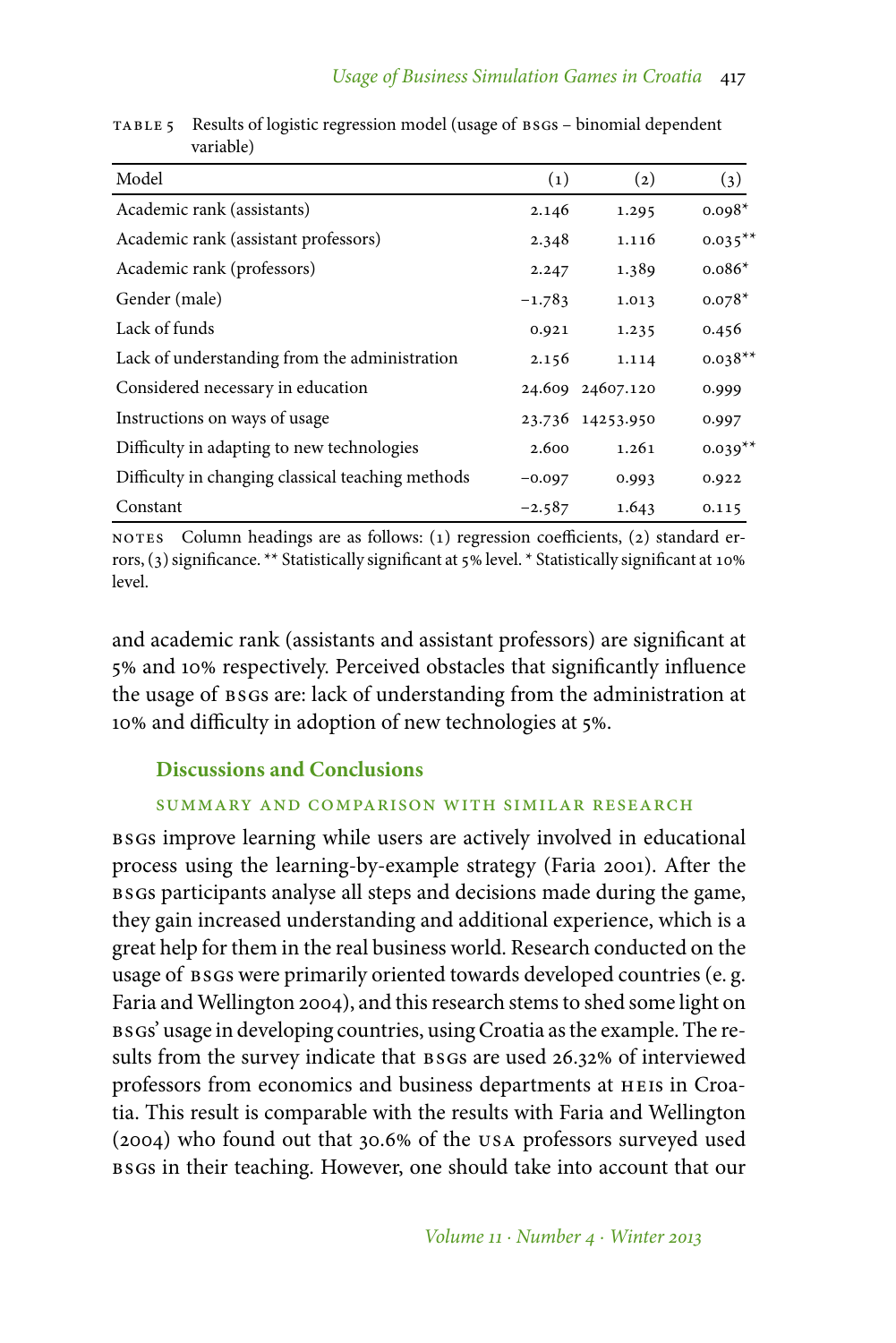TABLE 5 Results of logistic regression model (usage of BSGs – binomial dependent variable)

| Model | (1) | (2) | (3) |
|---|---|---|---|
| Academic rank (assistants) | 2.146 | 1.295 | 0.098* |
| Academic rank (assistant professors) | 2.348 | 1.116 | 0.035** |
| Academic rank (professors) | 2.247 | 1.389 | 0.086* |
| Gender (male) | −1.783 | 1.013 | 0.078* |
| Lack of funds | 0.921 | 1.235 | 0.456 |
| Lack of understanding from the administration | 2.156 | 1.114 | 0.038** |
| Considered necessary in education | 24.609 | 24607.120 | 0.999 |
| Instructions on ways of usage | 23.736 | 14253.950 | 0.997 |
| Difficulty in adapting to new technologies | 2.600 | 1.261 | 0.039** |
| Difficulty in changing classical teaching methods | −0.097 | 0.993 | 0.922 |
| Constant | −2.587 | 1.643 | 0.115 |

NOTES Column headings are as follows: (1) regression coefficients, (2) standard errors, (3) significance. ** Statistically significant at 5% level. * Statistically significant at 10% level.

and academic rank (assistants and assistant professors) are significant at 5% and 10% respectively. Perceived obstacles that significantly influence the usage of BSGs are: lack of understanding from the administration at 10% and difficulty in adoption of new technologies at 5%.

## Discussions and Conclusions

### SUMMARY AND COMPARISON WITH SIMILAR RESEARCH

BSGs improve learning while users are actively involved in educational process using the learning-by-example strategy (Faria 2001). After the BSGs participants analyse all steps and decisions made during the game, they gain increased understanding and additional experience, which is a great help for them in the real business world. Research conducted on the usage of BSGs were primarily oriented towards developed countries (e. g. Faria and Wellington 2004), and this research stems to shed some light on BSGs' usage in developing countries, using Croatia as the example. The results from the survey indicate that BSGs are used 26.32% of interviewed professors from economics and business departments at HEIs in Croatia. This result is comparable with the results with Faria and Wellington (2004) who found out that 30.6% of the USA professors surveyed used BSGs in their teaching. However, one should take into account that our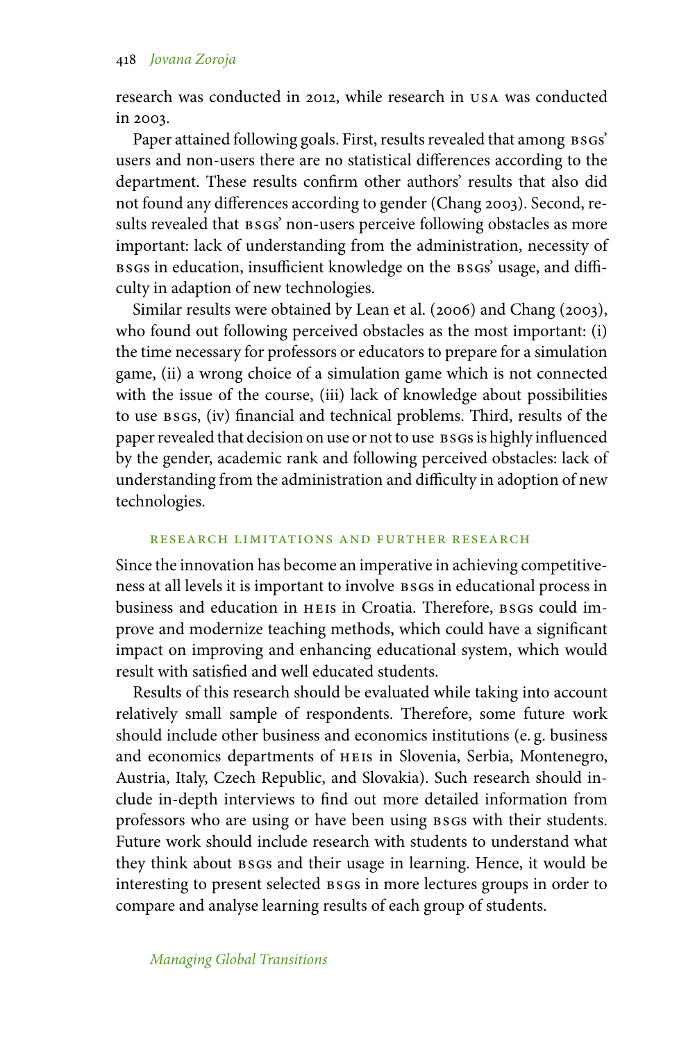research was conducted in 2012, while research in USA was conducted in 2003.

Paper attained following goals. First, results revealed that among BSGs' users and non-users there are no statistical differences according to the department. These results confirm other authors' results that also did not found any differences according to gender (Chang 2003). Second, results revealed that BSGs' non-users perceive following obstacles as more important: lack of understanding from the administration, necessity of BSGs in education, insufficient knowledge on the BSGs' usage, and difficulty in adaption of new technologies.

Similar results were obtained by Lean et al. (2006) and Chang (2003), who found out following perceived obstacles as the most important: (i) the time necessary for professors or educators to prepare for a simulation game, (ii) a wrong choice of a simulation game which is not connected with the issue of the course, (iii) lack of knowledge about possibilities to use BSGs, (iv) financial and technical problems. Third, results of the paper revealed that decision on use or not to use BSGs is highly influenced by the gender, academic rank and following perceived obstacles: lack of understanding from the administration and difficulty in adoption of new technologies.

## Research Limitations and Further Research

Since the innovation has become an imperative in achieving competitiveness at all levels it is important to involve BSGs in educational process in business and education in HEIs in Croatia. Therefore, BSGs could improve and modernize teaching methods, which could have a significant impact on improving and enhancing educational system, which would result with satisfied and well educated students.

Results of this research should be evaluated while taking into account relatively small sample of respondents. Therefore, some future work should include other business and economics institutions (e. g. business and economics departments of HEIs in Slovenia, Serbia, Montenegro, Austria, Italy, Czech Republic, and Slovakia). Such research should include in-depth interviews to find out more detailed information from professors who are using or have been using BSGs with their students. Future work should include research with students to understand what they think about BSGs and their usage in learning. Hence, it would be interesting to present selected BSGs in more lectures groups in order to compare and analyse learning results of each group of students.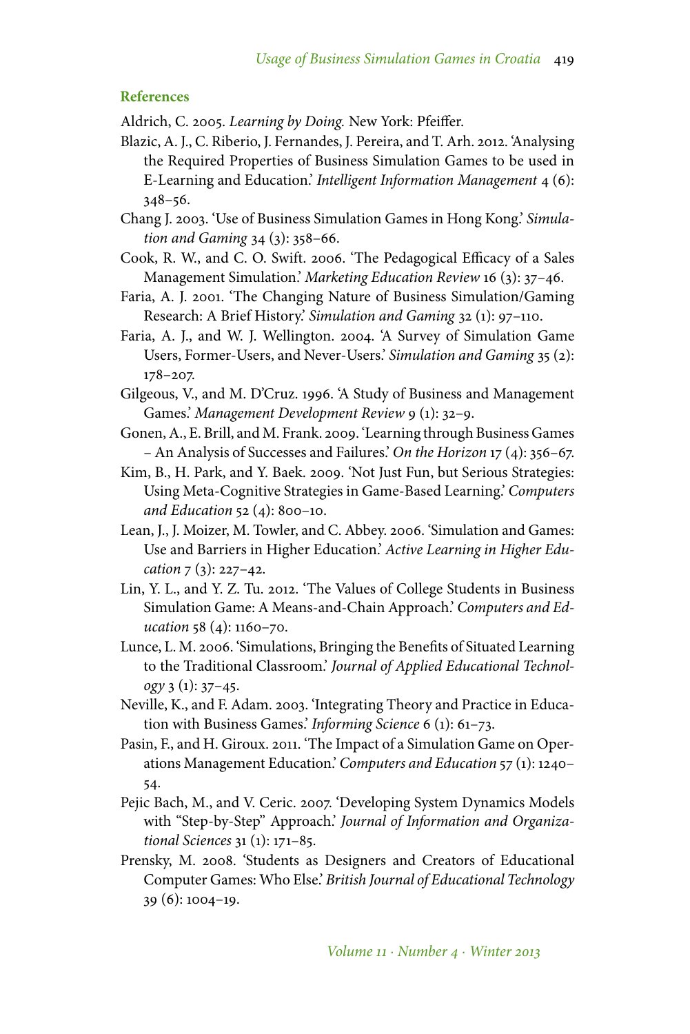## References

Aldrich, C. 2005. *Learning by Doing.* New York: Pfeiffer.

Blazic, A. J., C. Riberio, J. Fernandes, J. Pereira, and T. Arh. 2012. 'Analysing the Required Properties of Business Simulation Games to be used in E-Learning and Education.' *Intelligent Information Management* 4 (6): 348–56.

Chang J. 2003. 'Use of Business Simulation Games in Hong Kong.' *Simulation and Gaming* 34 (3): 358–66.

Cook, R. W., and C. O. Swift. 2006. 'The Pedagogical Efficacy of a Sales Management Simulation.' *Marketing Education Review* 16 (3): 37–46.

Faria, A. J. 2001. 'The Changing Nature of Business Simulation/Gaming Research: A Brief History.' *Simulation and Gaming* 32 (1): 97–110.

Faria, A. J., and W. J. Wellington. 2004. 'A Survey of Simulation Game Users, Former-Users, and Never-Users.' *Simulation and Gaming* 35 (2): 178–207.

Gilgeous, V., and M. D'Cruz. 1996. 'A Study of Business and Management Games.' *Management Development Review* 9 (1): 32–9.

Gonen, A., E. Brill, and M. Frank. 2009. 'Learning through Business Games – An Analysis of Successes and Failures.' *On the Horizon* 17 (4): 356–67.

Kim, B., H. Park, and Y. Baek. 2009. 'Not Just Fun, but Serious Strategies: Using Meta-Cognitive Strategies in Game-Based Learning.' *Computers and Education* 52 (4): 800–10.

Lean, J., J. Moizer, M. Towler, and C. Abbey. 2006. 'Simulation and Games: Use and Barriers in Higher Education.' *Active Learning in Higher Education* 7 (3): 227–42.

Lin, Y. L., and Y. Z. Tu. 2012. 'The Values of College Students in Business Simulation Game: A Means-and-Chain Approach.' *Computers and Education* 58 (4): 1160–70.

Lunce, L. M. 2006. 'Simulations, Bringing the Benefits of Situated Learning to the Traditional Classroom.' *Journal of Applied Educational Technology* 3 (1): 37–45.

Neville, K., and F. Adam. 2003. 'Integrating Theory and Practice in Education with Business Games.' *Informing Science* 6 (1): 61–73.

Pasin, F., and H. Giroux. 2011. 'The Impact of a Simulation Game on Operations Management Education.' *Computers and Education* 57 (1): 1240–54.

Pejic Bach, M., and V. Ceric. 2007. 'Developing System Dynamics Models with "Step-by-Step" Approach.' *Journal of Information and Organizational Sciences* 31 (1): 171–85.

Prensky, M. 2008. 'Students as Designers and Creators of Educational Computer Games: Who Else.' *British Journal of Educational Technology* 39 (6): 1004–19.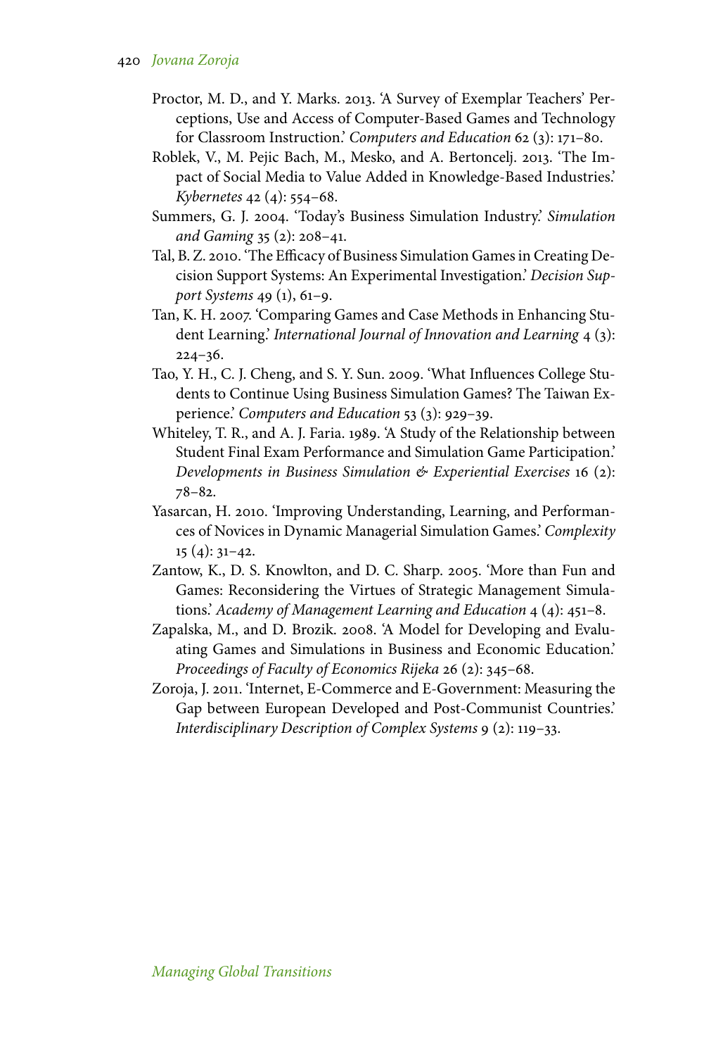Proctor, M. D., and Y. Marks. 2013. 'A Survey of Exemplar Teachers' Perceptions, Use and Access of Computer-Based Games and Technology for Classroom Instruction.' *Computers and Education* 62 (3): 171–80.

Roblek, V., M. Pejic Bach, M., Mesko, and A. Bertoncelj. 2013. 'The Impact of Social Media to Value Added in Knowledge-Based Industries.' *Kybernetes* 42 (4): 554–68.

Summers, G. J. 2004. 'Today's Business Simulation Industry.' *Simulation and Gaming* 35 (2): 208–41.

Tal, B. Z. 2010. 'The Efficacy of Business Simulation Games in Creating Decision Support Systems: An Experimental Investigation.' *Decision Support Systems* 49 (1), 61–9.

Tan, K. H. 2007. 'Comparing Games and Case Methods in Enhancing Student Learning.' *International Journal of Innovation and Learning* 4 (3): 224–36.

Tao, Y. H., C. J. Cheng, and S. Y. Sun. 2009. 'What Influences College Students to Continue Using Business Simulation Games? The Taiwan Experience.' *Computers and Education* 53 (3): 929–39.

Whiteley, T. R., and A. J. Faria. 1989. 'A Study of the Relationship between Student Final Exam Performance and Simulation Game Participation.' *Developments in Business Simulation & Experiential Exercises* 16 (2): 78–82.

Yasarcan, H. 2010. 'Improving Understanding, Learning, and Performances of Novices in Dynamic Managerial Simulation Games.' *Complexity* 15 (4): 31–42.

Zantow, K., D. S. Knowlton, and D. C. Sharp. 2005. 'More than Fun and Games: Reconsidering the Virtues of Strategic Management Simulations.' *Academy of Management Learning and Education* 4 (4): 451–8.

Zapalska, M., and D. Brozik. 2008. 'A Model for Developing and Evaluating Games and Simulations in Business and Economic Education.' *Proceedings of Faculty of Economics Rijeka* 26 (2): 345–68.

Zoroja, J. 2011. 'Internet, E-Commerce and E-Government: Measuring the Gap between European Developed and Post-Communist Countries.' *Interdisciplinary Description of Complex Systems* 9 (2): 119–33.